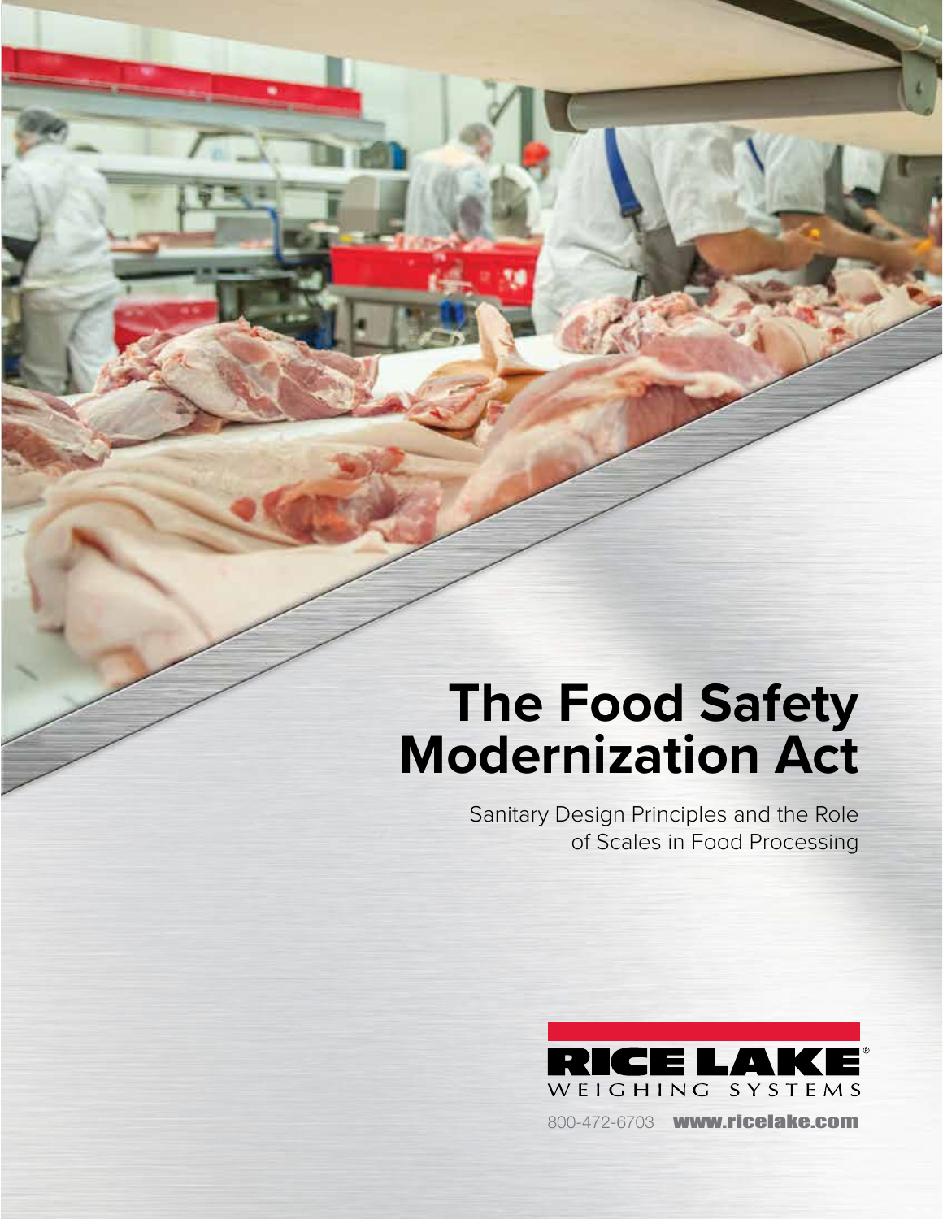# The Food Safety Modernization Act

Sanitary Design Principles and the Role of Scales in Food Processing

RICE LAKE WEIGHING SYSTEMS

800-472-6703 **www.ricelake.com**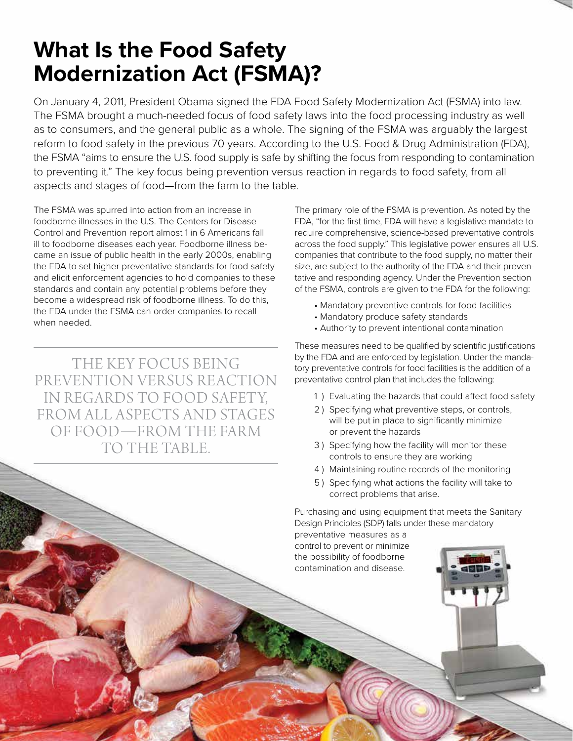# What Is the Food Safety Modernization Act (FSMA)?

On January 4, 2011, President Obama signed the FDA Food Safety Modernization Act (FSMA) into law. The FSMA brought a much-needed focus of food safety laws into the food processing industry as well as to consumers, and the general public as a whole. The signing of the FSMA was arguably the largest reform to food safety in the previous 70 years. According to the U.S. Food & Drug Administration (FDA), the FSMA "aims to ensure the U.S. food supply is safe by shifting the focus from responding to contamination to preventing it." The key focus being prevention versus reaction in regards to food safety, from all aspects and stages of food—from the farm to the table.

The FSMA was spurred into action from an increase in foodborne illnesses in the U.S. The Centers for Disease Control and Prevention report almost 1 in 6 Americans fall ill to foodborne diseases each year. Foodborne illness became an issue of public health in the early 2000s, enabling the FDA to set higher preventative standards for food safety and elicit enforcement agencies to hold companies to these standards and contain any potential problems before they become a widespread risk of foodborne illness. To do this, the FDA under the FSMA can order companies to recall when needed.

> THE KEY FOCUS BEING PREVENTION VERSUS REACTION IN REGARDS TO FOOD SAFETY, FROM ALL ASPECTS AND STAGES OF FOOD—FROM THE FARM TO THE TABLE.

The primary role of the FSMA is prevention. As noted by the FDA, "for the first time, FDA will have a legislative mandate to require comprehensive, science-based preventative controls across the food supply." This legislative power ensures all U.S. companies that contribute to the food supply, no matter their size, are subject to the authority of the FDA and their preventative and responding agency. Under the Prevention section of the FSMA, controls are given to the FDA for the following:

- Mandatory preventive controls for food facilities
- Mandatory produce safety standards
- Authority to prevent intentional contamination

These measures need to be qualified by scientific justifications by the FDA and are enforced by legislation. Under the mandatory preventative controls for food facilities is the addition of a preventative control plan that includes the following:

1 ) Evaluating the hazards that could affect food safety
2 ) Specifying what preventive steps, or controls, will be put in place to significantly minimize or prevent the hazards
3 ) Specifying how the facility will monitor these controls to ensure they are working
4 ) Maintaining routine records of the monitoring
5 ) Specifying what actions the facility will take to correct problems that arise.

Purchasing and using equipment that meets the Sanitary Design Principles (SDP) falls under these mandatory preventative measures as a control to prevent or minimize the possibility of foodborne contamination and disease.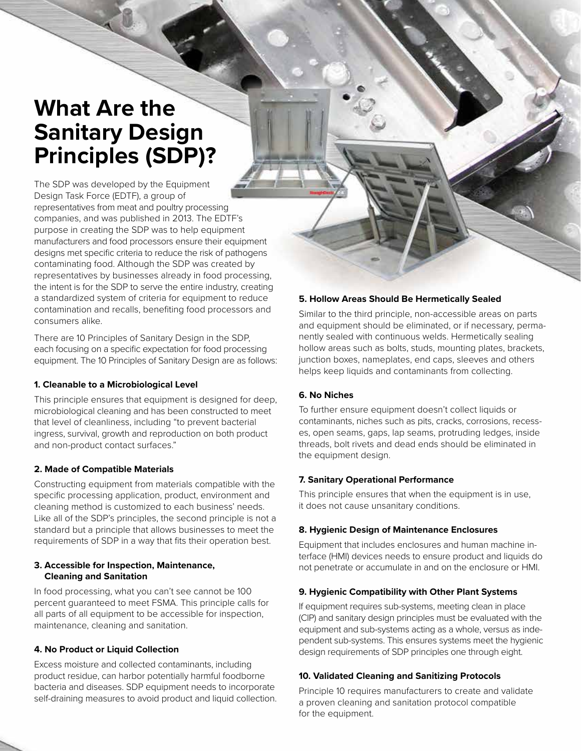# What Are the Sanitary Design Principles (SDP)?

The SDP was developed by the Equipment Design Task Force (EDTF), a group of representatives from meat and poultry processing companies, and was published in 2013. The EDTF's purpose in creating the SDP was to help equipment manufacturers and food processors ensure their equipment designs met specific criteria to reduce the risk of pathogens contaminating food. Although the SDP was created by representatives by businesses already in food processing, the intent is for the SDP to serve the entire industry, creating a standardized system of criteria for equipment to reduce contamination and recalls, benefiting food processors and consumers alike.

There are 10 Principles of Sanitary Design in the SDP, each focusing on a specific expectation for food processing equipment. The 10 Principles of Sanitary Design are as follows:

**1. Cleanable to a Microbiological Level**

This principle ensures that equipment is designed for deep, microbiological cleaning and has been constructed to meet that level of cleanliness, including "to prevent bacterial ingress, survival, growth and reproduction on both product and non-product contact surfaces."

**2. Made of Compatible Materials**

Constructing equipment from materials compatible with the specific processing application, product, environment and cleaning method is customized to each business' needs. Like all of the SDP's principles, the second principle is not a standard but a principle that allows businesses to meet the requirements of SDP in a way that fits their operation best.

**3. Accessible for Inspection, Maintenance, Cleaning and Sanitation**

In food processing, what you can't see cannot be 100 percent guaranteed to meet FSMA. This principle calls for all parts of all equipment to be accessible for inspection, maintenance, cleaning and sanitation.

**4. No Product or Liquid Collection**

Excess moisture and collected contaminants, including product residue, can harbor potentially harmful foodborne bacteria and diseases. SDP equipment needs to incorporate self-draining measures to avoid product and liquid collection.

**5. Hollow Areas Should Be Hermetically Sealed**

Similar to the third principle, non-accessible areas on parts and equipment should be eliminated, or if necessary, permanently sealed with continuous welds. Hermetically sealing hollow areas such as bolts, studs, mounting plates, brackets, junction boxes, nameplates, end caps, sleeves and others helps keep liquids and contaminants from collecting.

**6. No Niches**

To further ensure equipment doesn't collect liquids or contaminants, niches such as pits, cracks, corrosions, recesses, open seams, gaps, lap seams, protruding ledges, inside threads, bolt rivets and dead ends should be eliminated in the equipment design.

**7. Sanitary Operational Performance**

This principle ensures that when the equipment is in use, it does not cause unsanitary conditions.

**8. Hygienic Design of Maintenance Enclosures**

Equipment that includes enclosures and human machine interface (HMI) devices needs to ensure product and liquids do not penetrate or accumulate in and on the enclosure or HMI.

**9. Hygienic Compatibility with Other Plant Systems**

If equipment requires sub-systems, meeting clean in place (CIP) and sanitary design principles must be evaluated with the equipment and sub-systems acting as a whole, versus as independent sub-systems. This ensures systems meet the hygienic design requirements of SDP principles one through eight.

**10. Validated Cleaning and Sanitizing Protocols**

Principle 10 requires manufacturers to create and validate a proven cleaning and sanitation protocol compatible for the equipment.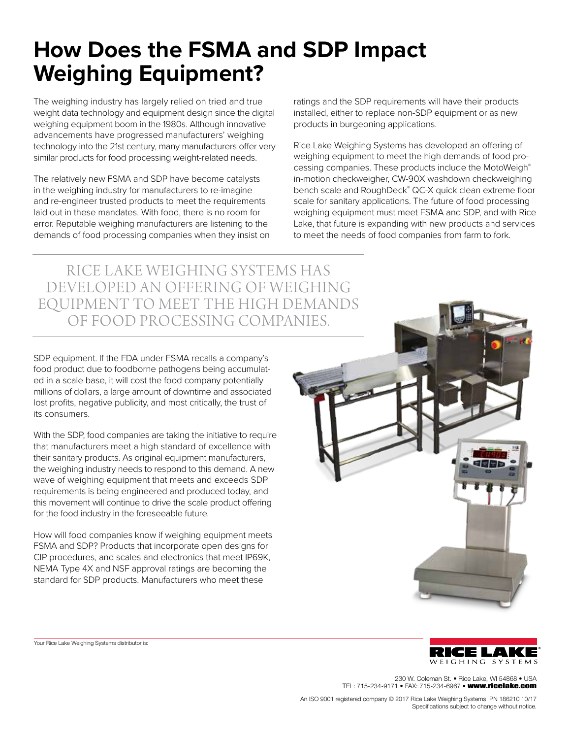# How Does the FSMA and SDP Impact Weighing Equipment?

The weighing industry has largely relied on tried and true weight data technology and equipment design since the digital weighing equipment boom in the 1980s. Although innovative advancements have progressed manufacturers' weighing technology into the 21st century, many manufacturers offer very similar products for food processing weight-related needs.

The relatively new FSMA and SDP have become catalysts in the weighing industry for manufacturers to re-imagine and re-engineer trusted products to meet the requirements laid out in these mandates. With food, there is no room for error. Reputable weighing manufacturers are listening to the demands of food processing companies when they insist on SDP equipment. If the FDA under FSMA recalls a company's food product due to foodborne pathogens being accumulated in a scale base, it will cost the food company potentially millions of dollars, a large amount of downtime and associated lost profits, negative publicity, and most critically, the trust of its consumers.

With the SDP, food companies are taking the initiative to require that manufacturers meet a high standard of excellence with their sanitary products. As original equipment manufacturers, the weighing industry needs to respond to this demand. A new wave of weighing equipment that meets and exceeds SDP requirements is being engineered and produced today, and this movement will continue to drive the scale product offering for the food industry in the foreseeable future.

How will food companies know if weighing equipment meets FSMA and SDP? Products that incorporate open designs for CIP procedures, and scales and electronics that meet IP69K, NEMA Type 4X and NSF approval ratings are becoming the standard for SDP products. Manufacturers who meet these ratings and the SDP requirements will have their products installed, either to replace non-SDP equipment or as new products in burgeoning applications.

Rice Lake Weighing Systems has developed an offering of weighing equipment to meet the high demands of food processing companies. These products include the MotoWeigh® in-motion checkweigher, CW-90X washdown checkweighing bench scale and RoughDeck® QC-X quick clean extreme floor scale for sanitary applications. The future of food processing weighing equipment must meet FSMA and SDP, and with Rice Lake, that future is expanding with new products and services to meet the needs of food companies from farm to fork.

RICE LAKE WEIGHING SYSTEMS HAS DEVELOPED AN OFFERING OF WEIGHING EQUIPMENT TO MEET THE HIGH DEMANDS OF FOOD PROCESSING COMPANIES.

Your Rice Lake Weighing Systems distributor is:

RICE LAKE WEIGHING SYSTEMS

230 W. Coleman St. • Rice Lake, WI 54868 • USA
TEL: 715-234-9171 • FAX: 715-234-6967 • **www.ricelake.com**

An ISO 9001 registered company © 2017 Rice Lake Weighing Systems PN 186210 10/17
Specifications subject to change without notice.